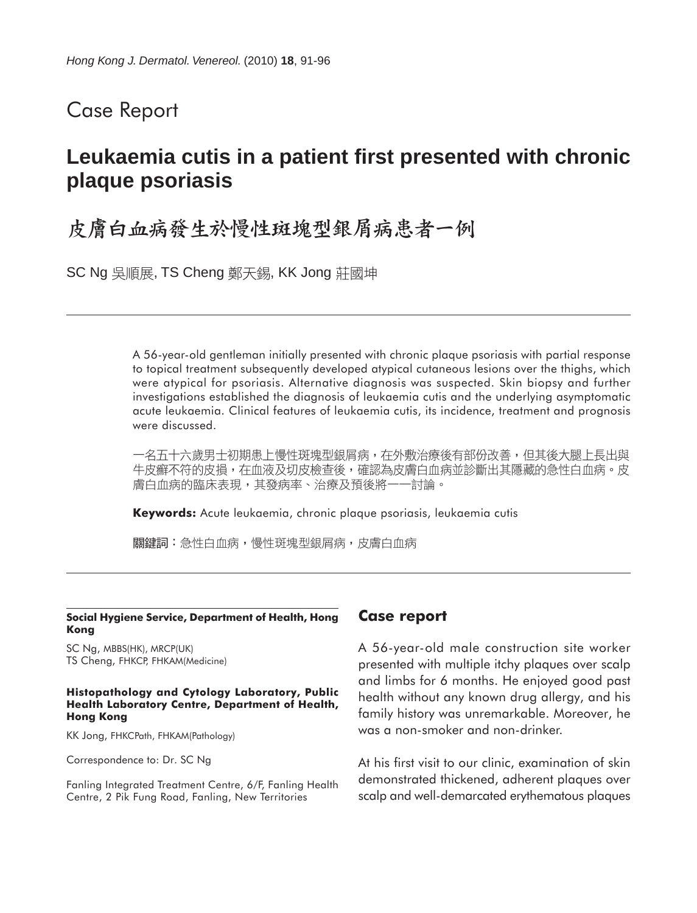Case Report

# Leukaemia cutis in a patient first presented with chronic plaque psoriasis

# 皮膚白血病發生於慢性斑塊型銀屑病患者一例

SC Ng 吳順展, TS Cheng 鄭天錫, KK Jong 莊國坤

A 56-year-old gentleman initially presented with chronic plaque psoriasis with partial response to topical treatment subsequently developed atypical cutaneous lesions over the thighs, which were atypical for psoriasis. Alternative diagnosis was suspected. Skin biopsy and further investigations established the diagnosis of leukaemia cutis and the underlying asymptomatic acute leukaemia. Clinical features of leukaemia cutis, its incidence, treatment and prognosis were discussed.

一名五十六歲男士初期患上慢性斑塊型銀屑病，在外敷治療後有部份改善，但其後大腿上長出與牛皮癬不符的皮損，在血液及切皮檢查後，確認為皮膚白血病並診斷出其隱藏的急性白血病。皮膚白血病的臨床表現，其發病率、治療及預後將一一討論。

**Keywords:** Acute leukaemia, chronic plaque psoriasis, leukaemia cutis

**關鍵詞**：急性白血病，慢性斑塊型銀屑病，皮膚白血病

**Social Hygiene Service, Department of Health, Hong Kong**

SC Ng, MBBS(HK), MRCP(UK)
TS Cheng, FHKCP, FHKAM(Medicine)

**Histopathology and Cytology Laboratory, Public Health Laboratory Centre, Department of Health, Hong Kong**

KK Jong, FHKCPath, FHKAM(Pathology)

Correspondence to: Dr. SC Ng

Fanling Integrated Treatment Centre, 6/F, Fanling Health Centre, 2 Pik Fung Road, Fanling, New Territories

## Case report

A 56-year-old male construction site worker presented with multiple itchy plaques over scalp and limbs for 6 months. He enjoyed good past health without any known drug allergy, and his family history was unremarkable. Moreover, he was a non-smoker and non-drinker.

At his first visit to our clinic, examination of skin demonstrated thickened, adherent plaques over scalp and well-demarcated erythematous plaques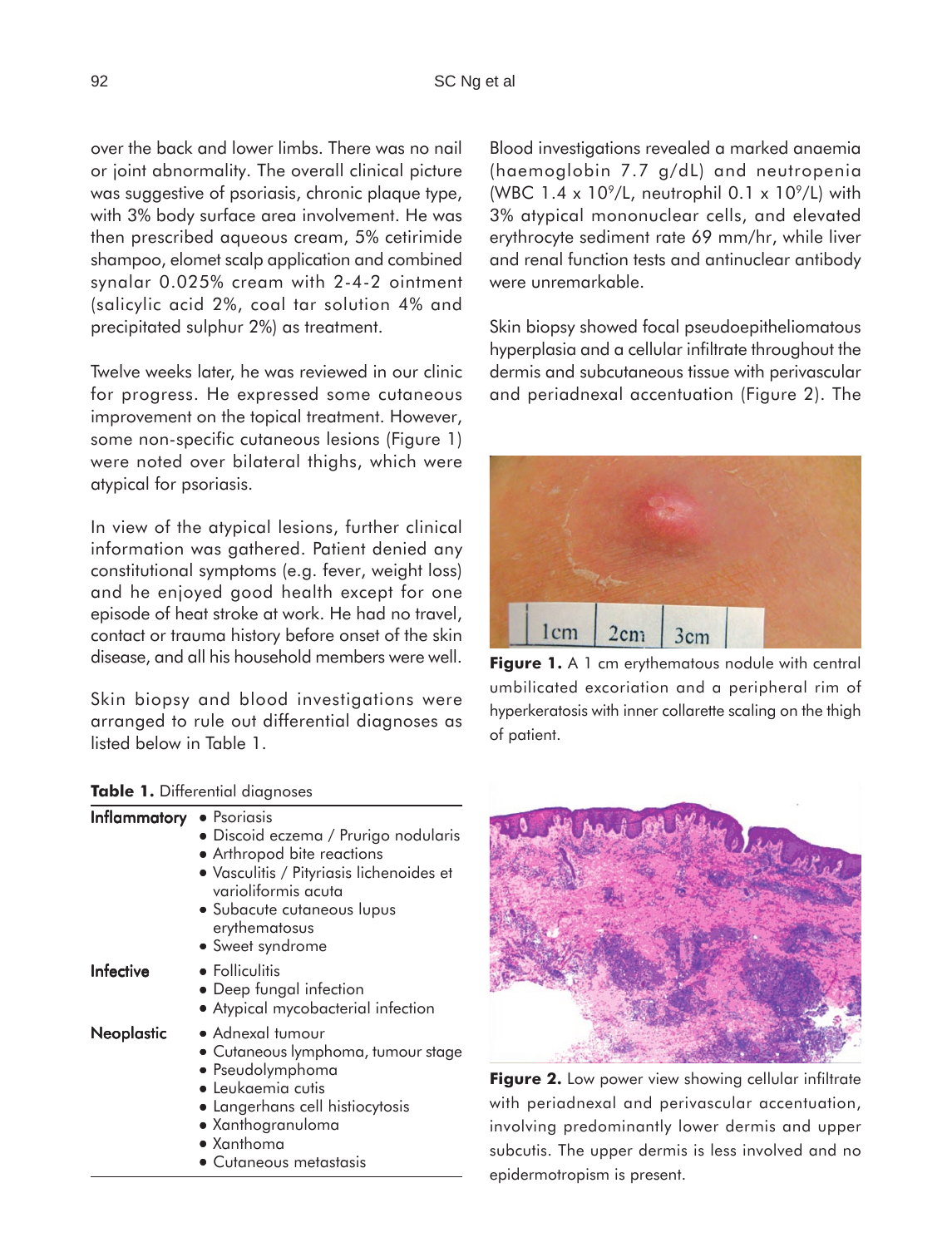over the back and lower limbs. There was no nail or joint abnormality. The overall clinical picture was suggestive of psoriasis, chronic plaque type, with 3% body surface area involvement. He was then prescribed aqueous cream, 5% cetirimide shampoo, elomet scalp application and combined synalar 0.025% cream with 2-4-2 ointment (salicylic acid 2%, coal tar solution 4% and precipitated sulphur 2%) as treatment.

Twelve weeks later, he was reviewed in our clinic for progress. He expressed some cutaneous improvement on the topical treatment. However, some non-specific cutaneous lesions (Figure 1) were noted over bilateral thighs, which were atypical for psoriasis.

In view of the atypical lesions, further clinical information was gathered. Patient denied any constitutional symptoms (e.g. fever, weight loss) and he enjoyed good health except for one episode of heat stroke at work. He had no travel, contact or trauma history before onset of the skin disease, and all his household members were well.

Skin biopsy and blood investigations were arranged to rule out differential diagnoses as listed below in Table 1.

**Table 1.** Differential diagnoses

| | |
|---|---|
| **Inflammatory** | • Psoriasis<br>• Discoid eczema / Prurigo nodularis<br>• Arthropod bite reactions<br>• Vasculitis / Pityriasis lichenoides et varioliformis acuta<br>• Subacute cutaneous lupus erythematosus<br>• Sweet syndrome |
| **Infective** | • Folliculitis<br>• Deep fungal infection<br>• Atypical mycobacterial infection |
| **Neoplastic** | • Adnexal tumour<br>• Cutaneous lymphoma, tumour stage<br>• Pseudolymphoma<br>• Leukaemia cutis<br>• Langerhans cell histiocytosis<br>• Xanthogranuloma<br>• Xanthoma<br>• Cutaneous metastasis |

Blood investigations revealed a marked anaemia (haemoglobin 7.7 g/dL) and neutropenia (WBC 1.4 x $10^9$/L, neutrophil 0.1 x $10^9$/L) with 3% atypical mononuclear cells, and elevated erythrocyte sediment rate 69 mm/hr, while liver and renal function tests and antinuclear antibody were unremarkable.

Skin biopsy showed focal pseudoepitheliomatous hyperplasia and a cellular infiltrate throughout the dermis and subcutaneous tissue with perivascular and periadnexal accentuation (Figure 2). The

**Figure 1.** A 1 cm erythematous nodule with central umbilicated excoriation and a peripheral rim of hyperkeratosis with inner collarette scaling on the thigh of patient.

**Figure 2.** Low power view showing cellular infiltrate with periadnexal and perivascular accentuation, involving predominantly lower dermis and upper subcutis. The upper dermis is less involved and no epidermotropism is present.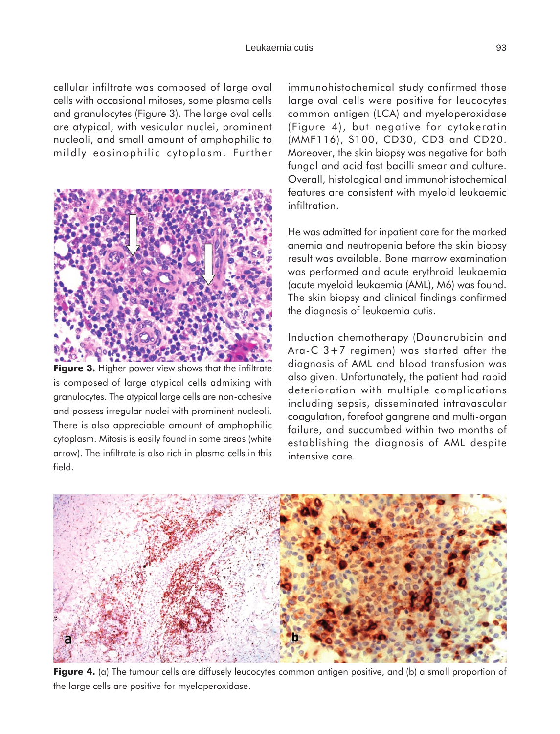cellular infiltrate was composed of large oval cells with occasional mitoses, some plasma cells and granulocytes (Figure 3). The large oval cells are atypical, with vesicular nuclei, prominent nucleoli, and small amount of amphophilic to mildly eosinophilic cytoplasm. Further immunohistochemical study confirmed those large oval cells were positive for leucocytes common antigen (LCA) and myeloperoxidase (Figure 4), but negative for cytokeratin (MMF116), S100, CD30, CD3 and CD20. Moreover, the skin biopsy was negative for both fungal and acid fast bacilli smear and culture. Overall, histological and immunohistochemical features are consistent with myeloid leukaemic infiltration.

**Figure 3.** Higher power view shows that the infiltrate is composed of large atypical cells admixing with granulocytes. The atypical large cells are non-cohesive and possess irregular nuclei with prominent nucleoli. There is also appreciable amount of amphophilic cytoplasm. Mitosis is easily found in some areas (white arrow). The infiltrate is also rich in plasma cells in this field.

He was admitted for inpatient care for the marked anemia and neutropenia before the skin biopsy result was available. Bone marrow examination was performed and acute erythroid leukaemia (acute myeloid leukaemia (AML), M6) was found. The skin biopsy and clinical findings confirmed the diagnosis of leukaemia cutis.

Induction chemotherapy (Daunorubicin and Ara-C 3+7 regimen) was started after the diagnosis of AML and blood transfusion was also given. Unfortunately, the patient had rapid deterioration with multiple complications including sepsis, disseminated intravascular coagulation, forefoot gangrene and multi-organ failure, and succumbed within two months of establishing the diagnosis of AML despite intensive care.

**Figure 4.** (a) The tumour cells are diffusely leucocytes common antigen positive, and (b) a small proportion of the large cells are positive for myeloperoxidase.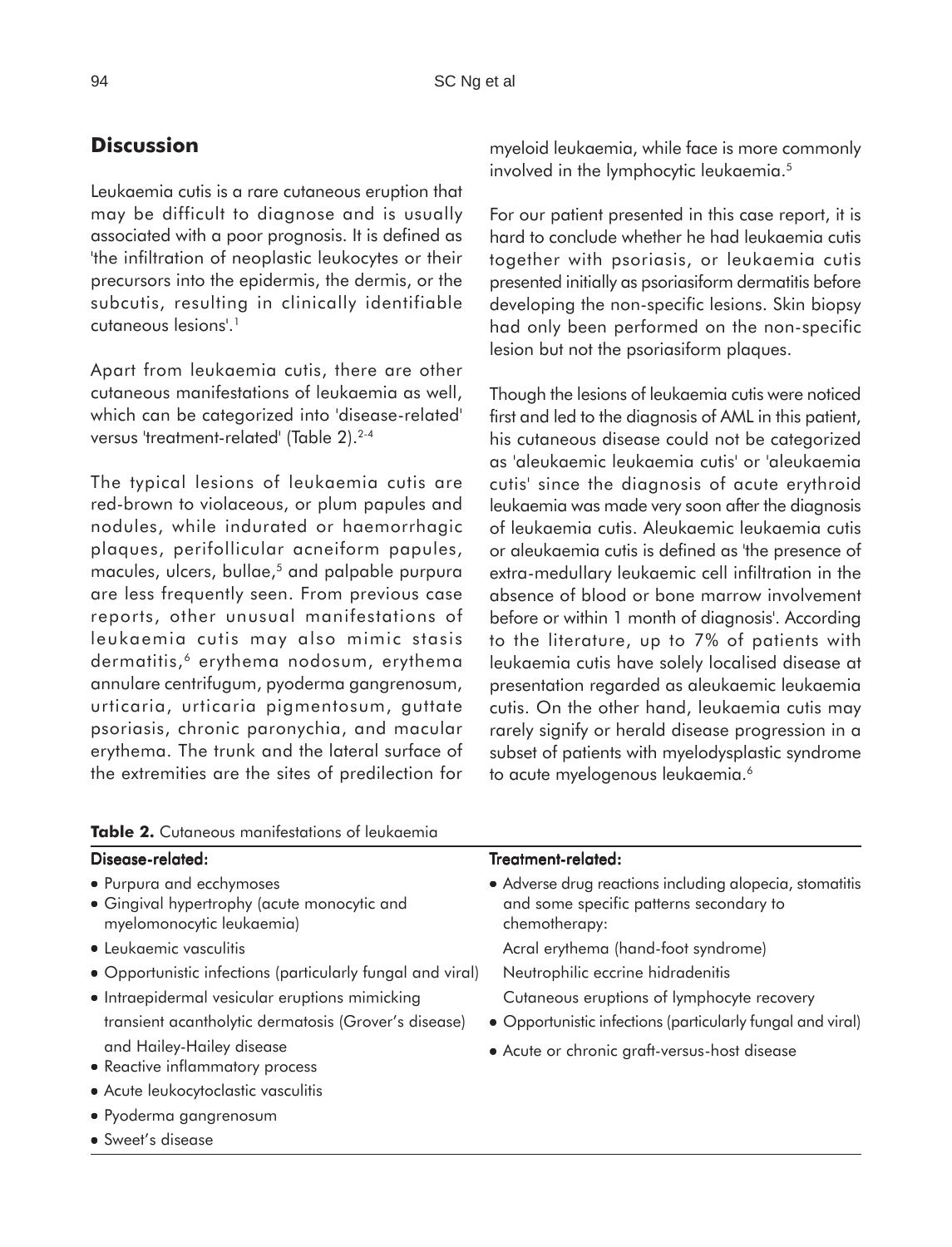## Discussion

Leukaemia cutis is a rare cutaneous eruption that may be difficult to diagnose and is usually associated with a poor prognosis. It is defined as 'the infiltration of neoplastic leukocytes or their precursors into the epidermis, the dermis, or the subcutis, resulting in clinically identifiable cutaneous lesions'.[1]

Apart from leukaemia cutis, there are other cutaneous manifestations of leukaemia as well, which can be categorized into 'disease-related' versus 'treatment-related' (Table 2).[2-4]

The typical lesions of leukaemia cutis are red-brown to violaceous, or plum papules and nodules, while indurated or haemorrhagic plaques, perifollicular acneiform papules, macules, ulcers, bullae,[5] and palpable purpura are less frequently seen. From previous case reports, other unusual manifestations of leukaemia cutis may also mimic stasis dermatitis,[6] erythema nodosum, erythema annulare centrifugum, pyoderma gangrenosum, urticaria, urticaria pigmentosum, guttate psoriasis, chronic paronychia, and macular erythema. The trunk and the lateral surface of the extremities are the sites of predilection for myeloid leukaemia, while face is more commonly involved in the lymphocytic leukaemia.[5]

For our patient presented in this case report, it is hard to conclude whether he had leukaemia cutis together with psoriasis, or leukaemia cutis presented initially as psoriasiform dermatitis before developing the non-specific lesions. Skin biopsy had only been performed on the non-specific lesion but not the psoriasiform plaques.

Though the lesions of leukaemia cutis were noticed first and led to the diagnosis of AML in this patient, his cutaneous disease could not be categorized as 'aleukaemic leukaemia cutis' or 'aleukaemia cutis' since the diagnosis of acute erythroid leukaemia was made very soon after the diagnosis of leukaemia cutis. Aleukaemic leukaemia cutis or aleukaemia cutis is defined as 'the presence of extra-medullary leukaemic cell infiltration in the absence of blood or bone marrow involvement before or within 1 month of diagnosis'. According to the literature, up to 7% of patients with leukaemia cutis have solely localised disease at presentation regarded as aleukaemic leukaemia cutis. On the other hand, leukaemia cutis may rarely signify or herald disease progression in a subset of patients with myelodysplastic syndrome to acute myelogenous leukaemia.[6]

**Table 2.** Cutaneous manifestations of leukaemia

| Disease-related: | Treatment-related: |
|---|---|
| • Purpura and ecchymoses | • Adverse drug reactions including alopecia, stomatitis and some specific patterns secondary to chemotherapy: |
| • Gingival hypertrophy (acute monocytic and myelomonocytic leukaemia) | Acral erythema (hand-foot syndrome) |
| • Leukaemic vasculitis | Neutrophilic eccrine hidradenitis |
| • Opportunistic infections (particularly fungal and viral) | Cutaneous eruptions of lymphocyte recovery |
| • Intraepidermal vesicular eruptions mimicking transient acantholytic dermatosis (Grover's disease) and Hailey-Hailey disease | • Opportunistic infections (particularly fungal and viral) |
| • Reactive inflammatory process | • Acute or chronic graft-versus-host disease |
| • Acute leukocytoclastic vasculitis | |
| • Pyoderma gangrenosum | |
| • Sweet's disease | |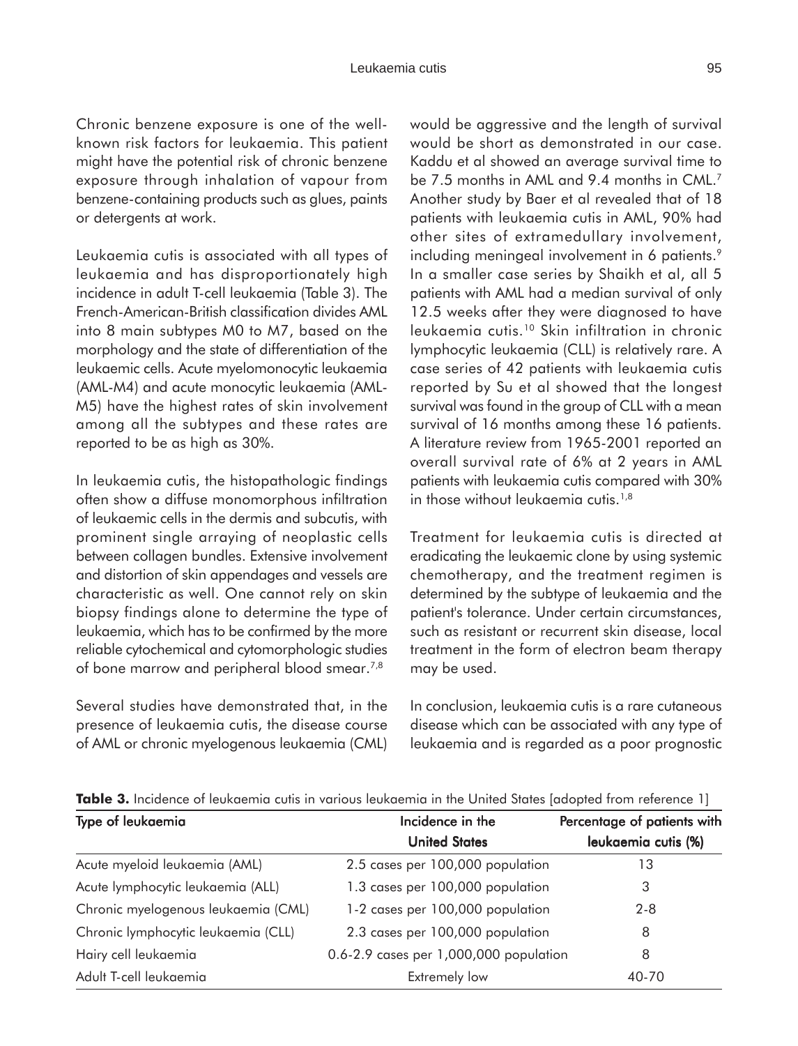Chronic benzene exposure is one of the well-known risk factors for leukaemia. This patient might have the potential risk of chronic benzene exposure through inhalation of vapour from benzene-containing products such as glues, paints or detergents at work.

Leukaemia cutis is associated with all types of leukaemia and has disproportionately high incidence in adult T-cell leukaemia (Table 3). The French-American-British classification divides AML into 8 main subtypes M0 to M7, based on the morphology and the state of differentiation of the leukaemic cells. Acute myelomonocytic leukaemia (AML-M4) and acute monocytic leukaemia (AML-M5) have the highest rates of skin involvement among all the subtypes and these rates are reported to be as high as 30%.

In leukaemia cutis, the histopathologic findings often show a diffuse monomorphous infiltration of leukaemic cells in the dermis and subcutis, with prominent single arraying of neoplastic cells between collagen bundles. Extensive involvement and distortion of skin appendages and vessels are characteristic as well. One cannot rely on skin biopsy findings alone to determine the type of leukaemia, which has to be confirmed by the more reliable cytochemical and cytomorphologic studies of bone marrow and peripheral blood smear.[7,8]

Several studies have demonstrated that, in the presence of leukaemia cutis, the disease course of AML or chronic myelogenous leukaemia (CML) would be aggressive and the length of survival would be short as demonstrated in our case. Kaddu et al showed an average survival time to be 7.5 months in AML and 9.4 months in CML.[7] Another study by Baer et al revealed that of 18 patients with leukaemia cutis in AML, 90% had other sites of extramedullary involvement, including meningeal involvement in 6 patients.[9] In a smaller case series by Shaikh et al, all 5 patients with AML had a median survival of only 12.5 weeks after they were diagnosed to have leukaemia cutis.[10] Skin infiltration in chronic lymphocytic leukaemia (CLL) is relatively rare. A case series of 42 patients with leukaemia cutis reported by Su et al showed that the longest survival was found in the group of CLL with a mean survival of 16 months among these 16 patients. A literature review from 1965-2001 reported an overall survival rate of 6% at 2 years in AML patients with leukaemia cutis compared with 30% in those without leukaemia cutis.[1,8]

Treatment for leukaemia cutis is directed at eradicating the leukaemic clone by using systemic chemotherapy, and the treatment regimen is determined by the subtype of leukaemia and the patient's tolerance. Under certain circumstances, such as resistant or recurrent skin disease, local treatment in the form of electron beam therapy may be used.

In conclusion, leukaemia cutis is a rare cutaneous disease which can be associated with any type of leukaemia and is regarded as a poor prognostic

**Table 3.** Incidence of leukaemia cutis in various leukaemia in the United States [adopted from reference 1]

| Type of leukaemia | Incidence in the United States | Percentage of patients with leukaemia cutis (%) |
|---|---|---|
| Acute myeloid leukaemia (AML) | 2.5 cases per 100,000 population | 13 |
| Acute lymphocytic leukaemia (ALL) | 1.3 cases per 100,000 population | 3 |
| Chronic myelogenous leukaemia (CML) | 1-2 cases per 100,000 population | 2-8 |
| Chronic lymphocytic leukaemia (CLL) | 2.3 cases per 100,000 population | 8 |
| Hairy cell leukaemia | 0.6-2.9 cases per 1,000,000 population | 8 |
| Adult T-cell leukaemia | Extremely low | 40-70 |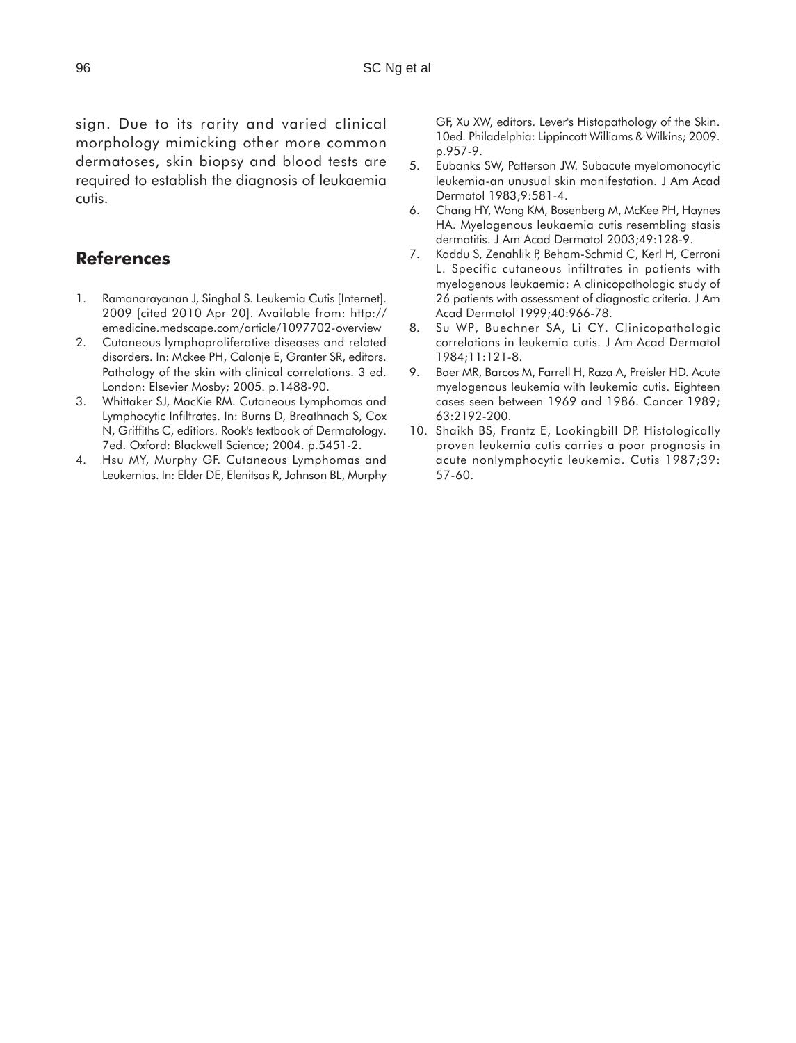sign. Due to its rarity and varied clinical morphology mimicking other more common dermatoses, skin biopsy and blood tests are required to establish the diagnosis of leukaemia cutis.

## References

1. Ramanarayanan J, Singhal S. Leukemia Cutis [Internet]. 2009 [cited 2010 Apr 20]. Available from: http://emedicine.medscape.com/article/1097702-overview
2. Cutaneous lymphoproliferative diseases and related disorders. In: Mckee PH, Calonje E, Granter SR, editors. Pathology of the skin with clinical correlations. 3 ed. London: Elsevier Mosby; 2005. p.1488-90.
3. Whittaker SJ, MacKie RM. Cutaneous Lymphomas and Lymphocytic Infiltrates. In: Burns D, Breathnach S, Cox N, Griffiths C, editiors. Rook's textbook of Dermatology. 7ed. Oxford: Blackwell Science; 2004. p.5451-2.
4. Hsu MY, Murphy GF. Cutaneous Lymphomas and Leukemias. In: Elder DE, Elenitsas R, Johnson BL, Murphy GF, Xu XW, editors. Lever's Histopathology of the Skin. 10ed. Philadelphia: Lippincott Williams & Wilkins; 2009. p.957-9.
5. Eubanks SW, Patterson JW. Subacute myelomonocytic leukemia-an unusual skin manifestation. J Am Acad Dermatol 1983;9:581-4.
6. Chang HY, Wong KM, Bosenberg M, McKee PH, Haynes HA. Myelogenous leukaemia cutis resembling stasis dermatitis. J Am Acad Dermatol 2003;49:128-9.
7. Kaddu S, Zenahlik P, Beham-Schmid C, Kerl H, Cerroni L. Specific cutaneous infiltrates in patients with myelogenous leukaemia: A clinicopathologic study of 26 patients with assessment of diagnostic criteria. J Am Acad Dermatol 1999;40:966-78.
8. Su WP, Buechner SA, Li CY. Clinicopathologic correlations in leukemia cutis. J Am Acad Dermatol 1984;11:121-8.
9. Baer MR, Barcos M, Farrell H, Raza A, Preisler HD. Acute myelogenous leukemia with leukemia cutis. Eighteen cases seen between 1969 and 1986. Cancer 1989; 63:2192-200.
10. Shaikh BS, Frantz E, Lookingbill DP. Histologically proven leukemia cutis carries a poor prognosis in acute nonlymphocytic leukemia. Cutis 1987;39: 57-60.